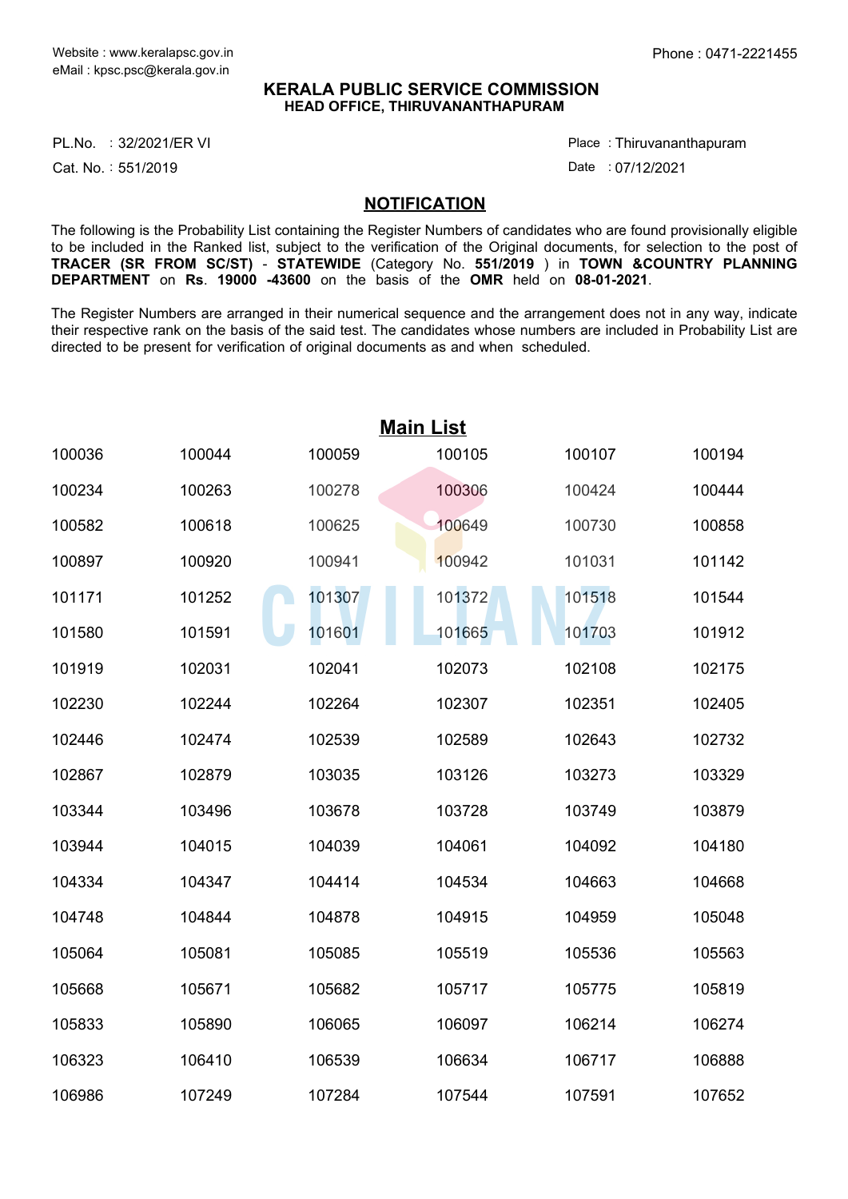Website : www.keralapsc.gov.in
eMail : kpsc.psc@kerala.gov.in

Phone : 0471-2221455

**KERALA PUBLIC SERVICE COMMISSION**
**HEAD OFFICE, THIRUVANANTHAPURAM**

PL.No. : 32/2021/ER VI
Cat. No. : 551/2019

Place : Thiruvananthapuram
Date : 07/12/2021

## NOTIFICATION

The following is the Probability List containing the Register Numbers of candidates who are found provisionally eligible to be included in the Ranked list, subject to the verification of the Original documents, for selection to the post of **TRACER (SR FROM SC/ST)** - **STATEWIDE** (Category No. **551/2019** ) in **TOWN &COUNTRY PLANNING DEPARTMENT** on **Rs. 19000 -43600** on the basis of the **OMR** held on **08-01-2021**.

The Register Numbers are arranged in their numerical sequence and the arrangement does not in any way, indicate their respective rank on the basis of the said test. The candidates whose numbers are included in Probability List are directed to be present for verification of original documents as and when scheduled.

## Main List

| | | | | | |
|---|---|---|---|---|---|
| 100036 | 100044 | 100059 | 100105 | 100107 | 100194 |
| 100234 | 100263 | 100278 | 100306 | 100424 | 100444 |
| 100582 | 100618 | 100625 | 100649 | 100730 | 100858 |
| 100897 | 100920 | 100941 | 100942 | 101031 | 101142 |
| 101171 | 101252 | 101307 | 101372 | 101518 | 101544 |
| 101580 | 101591 | 101601 | 101665 | 101703 | 101912 |
| 101919 | 102031 | 102041 | 102073 | 102108 | 102175 |
| 102230 | 102244 | 102264 | 102307 | 102351 | 102405 |
| 102446 | 102474 | 102539 | 102589 | 102643 | 102732 |
| 102867 | 102879 | 103035 | 103126 | 103273 | 103329 |
| 103344 | 103496 | 103678 | 103728 | 103749 | 103879 |
| 103944 | 104015 | 104039 | 104061 | 104092 | 104180 |
| 104334 | 104347 | 104414 | 104534 | 104663 | 104668 |
| 104748 | 104844 | 104878 | 104915 | 104959 | 105048 |
| 105064 | 105081 | 105085 | 105519 | 105536 | 105563 |
| 105668 | 105671 | 105682 | 105717 | 105775 | 105819 |
| 105833 | 105890 | 106065 | 106097 | 106214 | 106274 |
| 106323 | 106410 | 106539 | 106634 | 106717 | 106888 |
| 106986 | 107249 | 107284 | 107544 | 107591 | 107652 |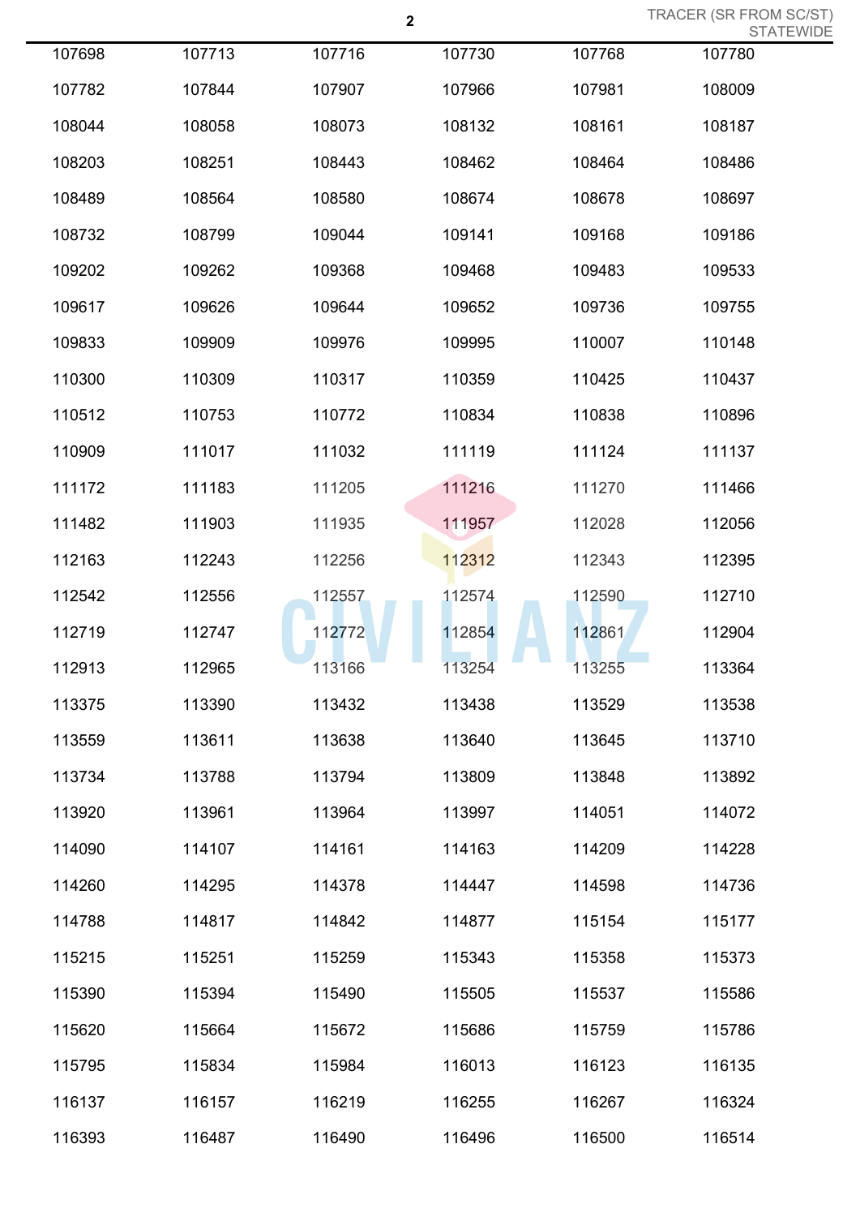| | | | | | |
|---|---|---|---|---|---|
| 107698 | 107713 | 107716 | 107730 | 107768 | 107780 |
| 107782 | 107844 | 107907 | 107966 | 107981 | 108009 |
| 108044 | 108058 | 108073 | 108132 | 108161 | 108187 |
| 108203 | 108251 | 108443 | 108462 | 108464 | 108486 |
| 108489 | 108564 | 108580 | 108674 | 108678 | 108697 |
| 108732 | 108799 | 109044 | 109141 | 109168 | 109186 |
| 109202 | 109262 | 109368 | 109468 | 109483 | 109533 |
| 109617 | 109626 | 109644 | 109652 | 109736 | 109755 |
| 109833 | 109909 | 109976 | 109995 | 110007 | 110148 |
| 110300 | 110309 | 110317 | 110359 | 110425 | 110437 |
| 110512 | 110753 | 110772 | 110834 | 110838 | 110896 |
| 110909 | 111017 | 111032 | 111119 | 111124 | 111137 |
| 111172 | 111183 | 111205 | 111216 | 111270 | 111466 |
| 111482 | 111903 | 111935 | 111957 | 112028 | 112056 |
| 112163 | 112243 | 112256 | 112312 | 112343 | 112395 |
| 112542 | 112556 | 112557 | 112574 | 112590 | 112710 |
| 112719 | 112747 | 112772 | 112854 | 112861 | 112904 |
| 112913 | 112965 | 113166 | 113254 | 113255 | 113364 |
| 113375 | 113390 | 113432 | 113438 | 113529 | 113538 |
| 113559 | 113611 | 113638 | 113640 | 113645 | 113710 |
| 113734 | 113788 | 113794 | 113809 | 113848 | 113892 |
| 113920 | 113961 | 113964 | 113997 | 114051 | 114072 |
| 114090 | 114107 | 114161 | 114163 | 114209 | 114228 |
| 114260 | 114295 | 114378 | 114447 | 114598 | 114736 |
| 114788 | 114817 | 114842 | 114877 | 115154 | 115177 |
| 115215 | 115251 | 115259 | 115343 | 115358 | 115373 |
| 115390 | 115394 | 115490 | 115505 | 115537 | 115586 |
| 115620 | 115664 | 115672 | 115686 | 115759 | 115786 |
| 115795 | 115834 | 115984 | 116013 | 116123 | 116135 |
| 116137 | 116157 | 116219 | 116255 | 116267 | 116324 |
| 116393 | 116487 | 116490 | 116496 | 116500 | 116514 |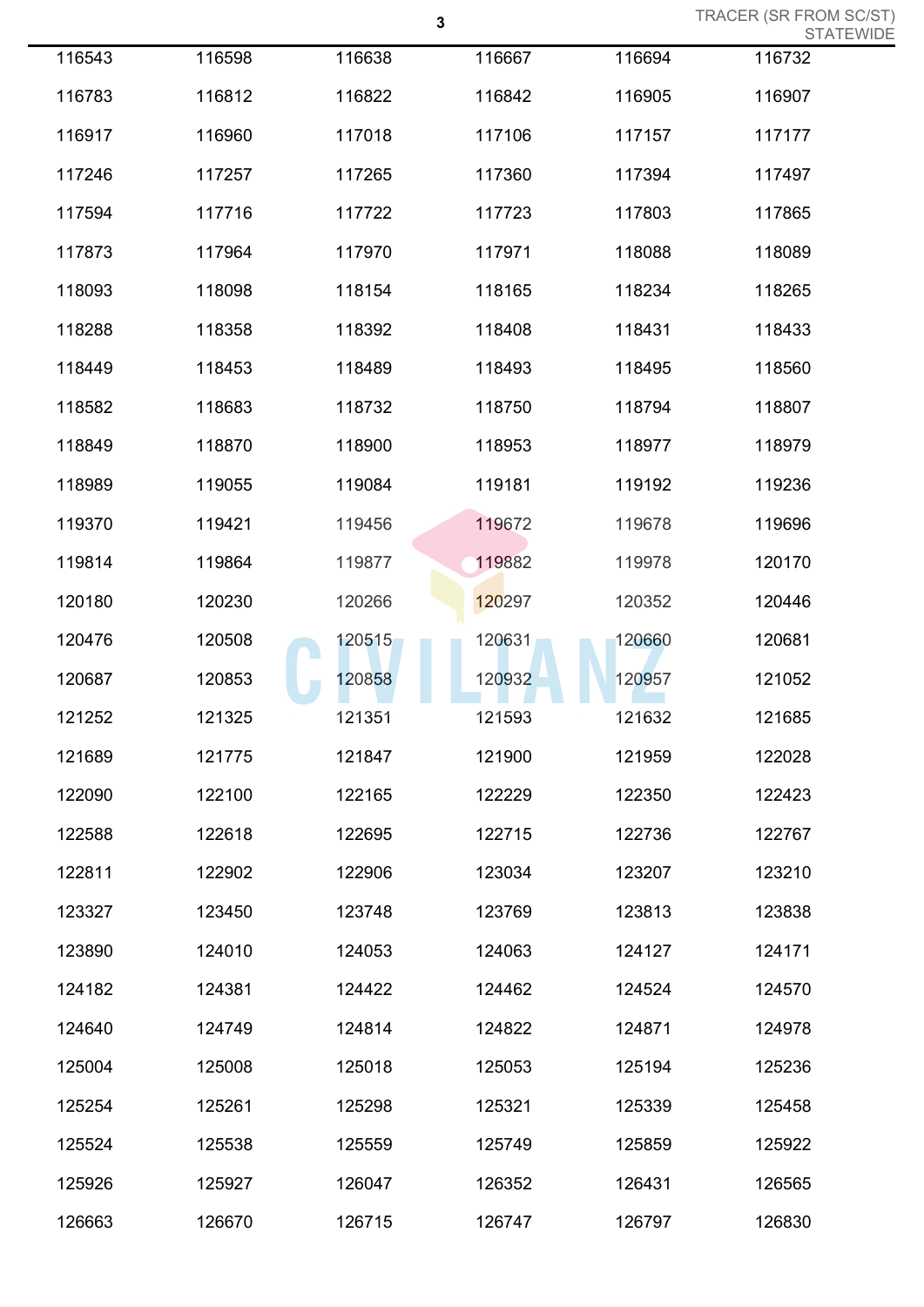| | | | | | |
|---|---|---|---|---|---|
| 116543 | 116598 | 116638 | 116667 | 116694 | 116732 |
| 116783 | 116812 | 116822 | 116842 | 116905 | 116907 |
| 116917 | 116960 | 117018 | 117106 | 117157 | 117177 |
| 117246 | 117257 | 117265 | 117360 | 117394 | 117497 |
| 117594 | 117716 | 117722 | 117723 | 117803 | 117865 |
| 117873 | 117964 | 117970 | 117971 | 118088 | 118089 |
| 118093 | 118098 | 118154 | 118165 | 118234 | 118265 |
| 118288 | 118358 | 118392 | 118408 | 118431 | 118433 |
| 118449 | 118453 | 118489 | 118493 | 118495 | 118560 |
| 118582 | 118683 | 118732 | 118750 | 118794 | 118807 |
| 118849 | 118870 | 118900 | 118953 | 118977 | 118979 |
| 118989 | 119055 | 119084 | 119181 | 119192 | 119236 |
| 119370 | 119421 | 119456 | 119672 | 119678 | 119696 |
| 119814 | 119864 | 119877 | 119882 | 119978 | 120170 |
| 120180 | 120230 | 120266 | 120297 | 120352 | 120446 |
| 120476 | 120508 | 120515 | 120631 | 120660 | 120681 |
| 120687 | 120853 | 120858 | 120932 | 120957 | 121052 |
| 121252 | 121325 | 121351 | 121593 | 121632 | 121685 |
| 121689 | 121775 | 121847 | 121900 | 121959 | 122028 |
| 122090 | 122100 | 122165 | 122229 | 122350 | 122423 |
| 122588 | 122618 | 122695 | 122715 | 122736 | 122767 |
| 122811 | 122902 | 122906 | 123034 | 123207 | 123210 |
| 123327 | 123450 | 123748 | 123769 | 123813 | 123838 |
| 123890 | 124010 | 124053 | 124063 | 124127 | 124171 |
| 124182 | 124381 | 124422 | 124462 | 124524 | 124570 |
| 124640 | 124749 | 124814 | 124822 | 124871 | 124978 |
| 125004 | 125008 | 125018 | 125053 | 125194 | 125236 |
| 125254 | 125261 | 125298 | 125321 | 125339 | 125458 |
| 125524 | 125538 | 125559 | 125749 | 125859 | 125922 |
| 125926 | 125927 | 126047 | 126352 | 126431 | 126565 |
| 126663 | 126670 | 126715 | 126747 | 126797 | 126830 |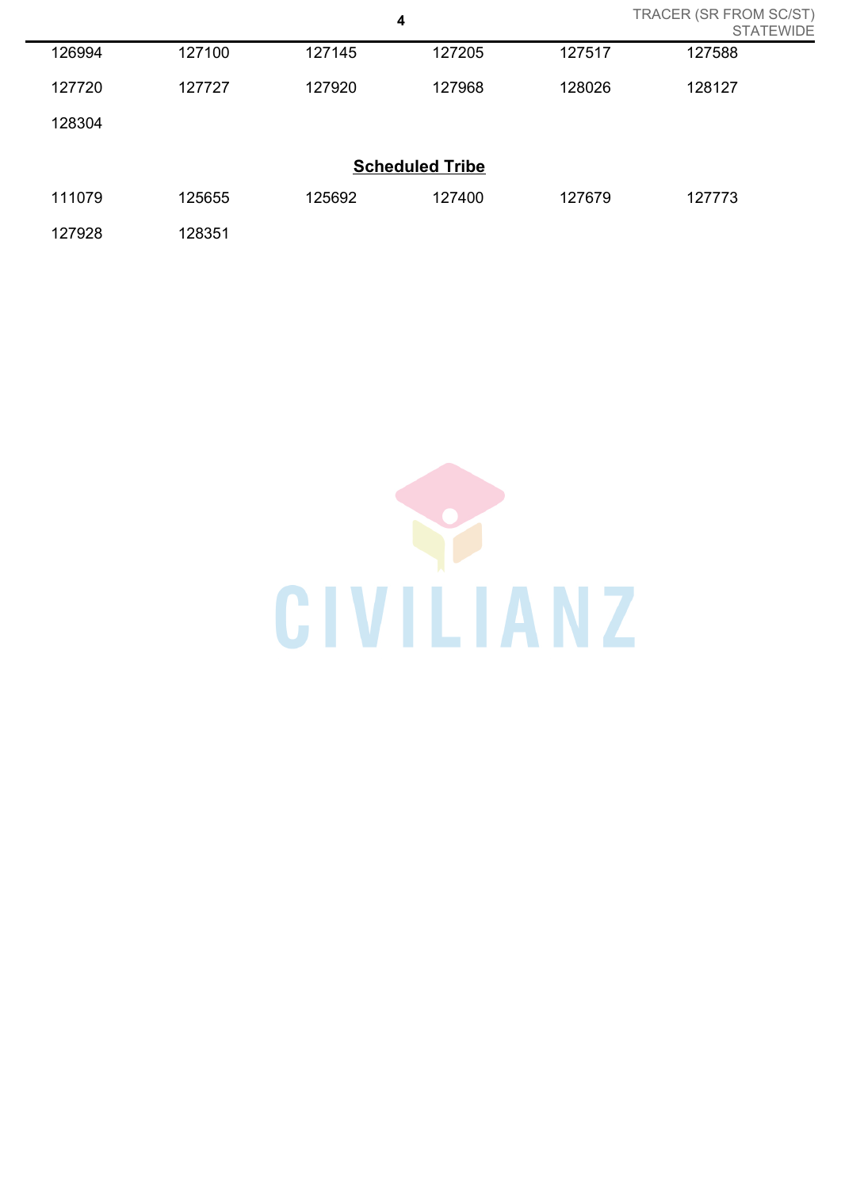| | | | | | |
|---|---|---|---|---|---|
| 126994 | 127100 | 127145 | 127205 | 127517 | 127588 |
| 127720 | 127727 | 127920 | 127968 | 128026 | 128127 |
| 128304 | | | | | |

**Scheduled Tribe**

| | | | | | |
|---|---|---|---|---|---|
| 111079 | 125655 | 125692 | 127400 | 127679 | 127773 |
| 127928 | 128351 | | | | |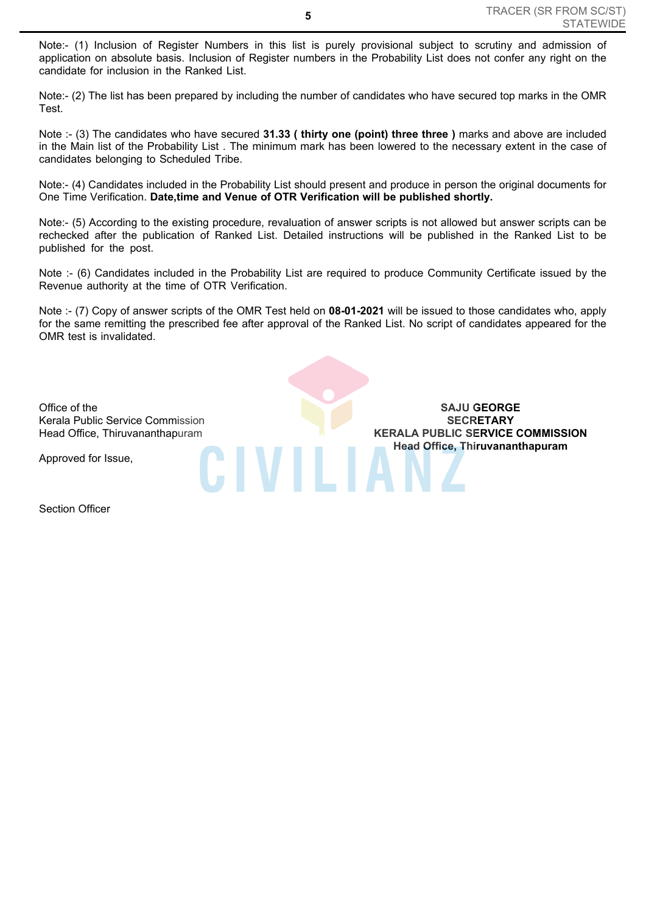Note:- (1) Inclusion of Register Numbers in this list is purely provisional subject to scrutiny and admission of application on absolute basis. Inclusion of Register numbers in the Probability List does not confer any right on the candidate for inclusion in the Ranked List.

Note:- (2) The list has been prepared by including the number of candidates who have secured top marks in the OMR Test.

Note :- (3) The candidates who have secured **31.33 ( thirty one (point) three three )** marks and above are included in the Main list of the Probability List . The minimum mark has been lowered to the necessary extent in the case of candidates belonging to Scheduled Tribe.

Note:- (4) Candidates included in the Probability List should present and produce in person the original documents for One Time Verification. **Date,time and Venue of OTR Verification will be published shortly.**

Note:- (5) According to the existing procedure, revaluation of answer scripts is not allowed but answer scripts can be rechecked after the publication of Ranked List. Detailed instructions will be published in the Ranked List to be published for the post.

Note :- (6) Candidates included in the Probability List are required to produce Community Certificate issued by the Revenue authority at the time of OTR Verification.

Note :- (7) Copy of answer scripts of the OMR Test held on **08-01-2021** will be issued to those candidates who, apply for the same remitting the prescribed fee after approval of the Ranked List. No script of candidates appeared for the OMR test is invalidated.

**SAJU GEORGE**
**SECRETARY**
**KERALA PUBLIC SERVICE COMMISSION**
**Head Office, Thiruvananthapuram**

Office of the
Kerala Public Service Commission
Head Office, Thiruvananthapuram

Approved for Issue,

Section Officer